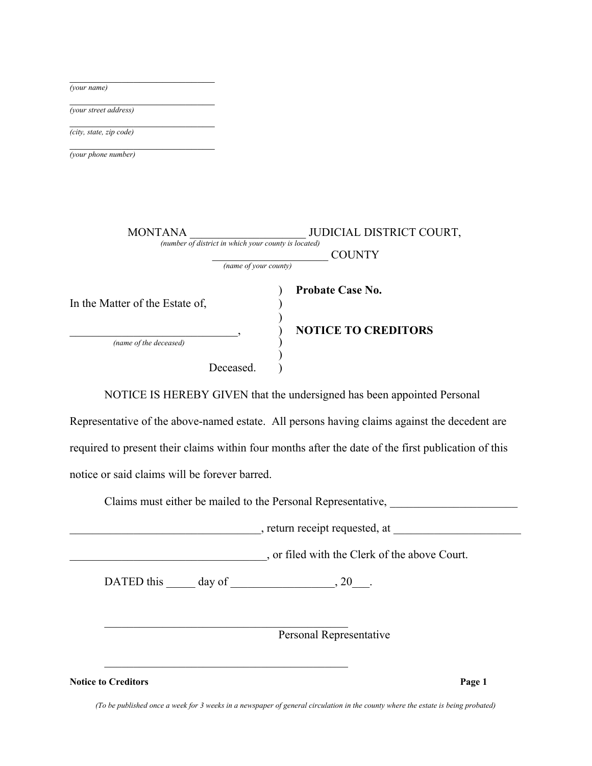\_\_\_\_\_\_\_\_\_\_\_\_\_\_\_\_\_\_\_\_\_\_\_\_\_\_\_\_\_\_
*(your name)*

\_\_\_\_\_\_\_\_\_\_\_\_\_\_\_\_\_\_\_\_\_\_\_\_\_\_\_\_\_\_
*(your street address)*

\_\_\_\_\_\_\_\_\_\_\_\_\_\_\_\_\_\_\_\_\_\_\_\_\_\_\_\_\_\_
*(city, state, zip code)*

\_\_\_\_\_\_\_\_\_\_\_\_\_\_\_\_\_\_\_\_\_\_\_\_\_\_\_\_\_\_
*(your phone number)*

MONTANA \_\_\_\_\_\_\_\_\_\_\_\_\_\_\_\_\_\_\_\_ JUDICIAL DISTRICT COURT,
*(number of district in which your county is located)*

\_\_\_\_\_\_\_\_\_\_\_\_\_\_\_\_\_\_\_\_ COUNTY
*(name of your county)*

| | |
|---|---|
| In the Matter of the Estate of, | **Probate Case No.** |
| \_\_\_\_\_\_\_\_\_\_\_\_\_\_\_\_\_\_\_\_\_\_\_\_\_\_\_\_\_\_, *(name of the deceased)* | **NOTICE TO CREDITORS** |
| Deceased. | |

NOTICE IS HEREBY GIVEN that the undersigned has been appointed Personal Representative of the above-named estate. All persons having claims against the decedent are required to present their claims within four months after the date of the first publication of this notice or said claims will be forever barred.

Claims must either be mailed to the Personal Representative, \_\_\_\_\_\_\_\_\_\_\_\_\_\_\_\_\_\_\_\_\_\_ \_\_\_\_\_\_\_\_\_\_\_\_\_\_\_\_\_\_\_\_\_\_\_\_\_\_\_\_\_\_\_\_\_\_, return receipt requested, at \_\_\_\_\_\_\_\_\_\_\_\_\_\_\_\_\_\_\_\_\_\_ \_\_\_\_\_\_\_\_\_\_\_\_\_\_\_\_\_\_\_\_\_\_\_\_\_\_\_\_\_\_\_\_\_\_, or filed with the Clerk of the above Court.

DATED this \_\_\_\_\_ day of \_\_\_\_\_\_\_\_\_\_\_\_\_\_\_\_\_\_, 20\_\_\_.

\_\_\_\_\_\_\_\_\_\_\_\_\_\_\_\_\_\_\_\_\_\_\_\_\_\_\_\_\_\_\_\_\_\_\_\_\_\_\_\_\_\_\_\_
Personal Representative

\_\_\_\_\_\_\_\_\_\_\_\_\_\_\_\_\_\_\_\_\_\_\_\_\_\_\_\_\_\_\_\_\_\_\_\_\_\_\_\_\_\_\_\_

*(To be published once a week for 3 weeks in a newspaper of general circulation in the county where the estate is being probated)*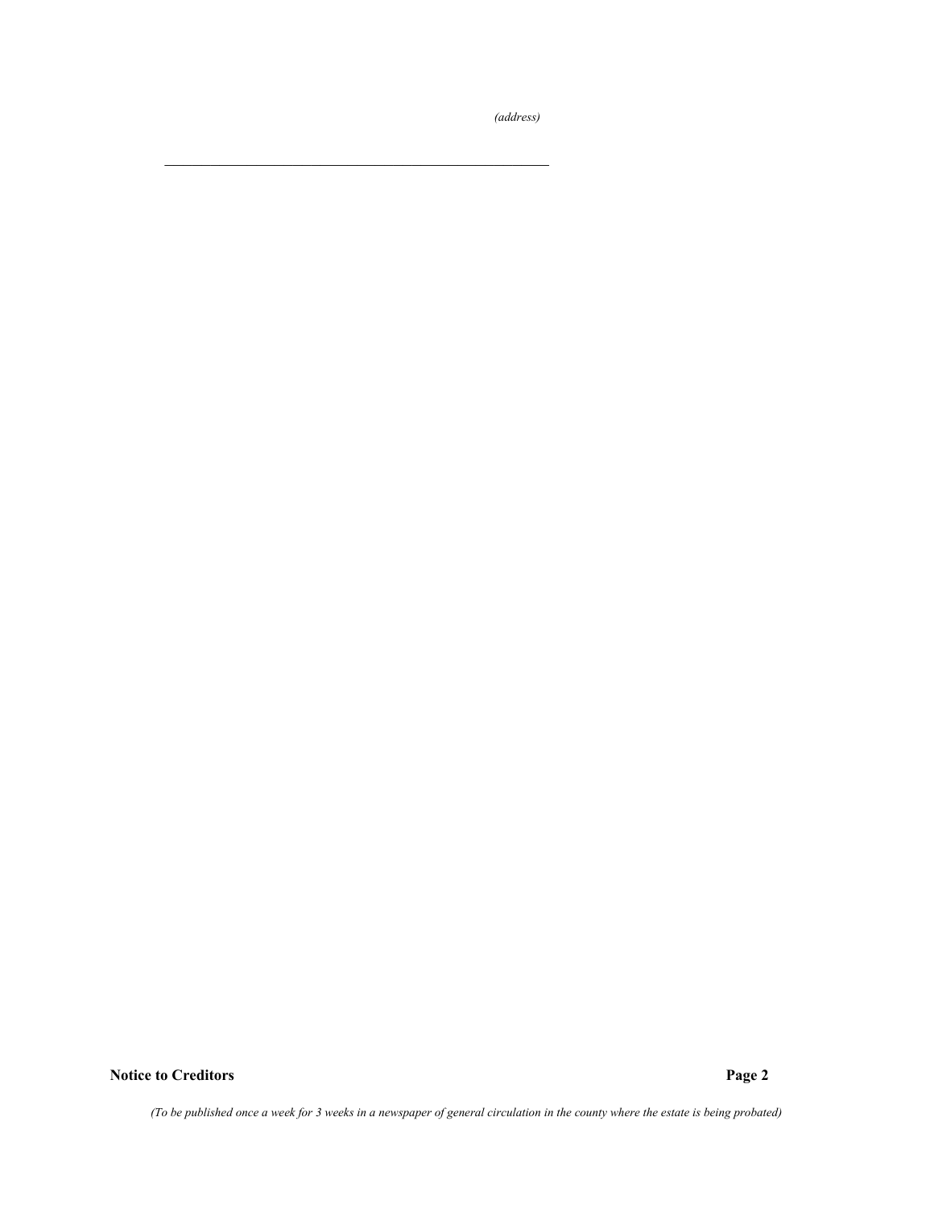*(address)*

\_\_\_\_\_\_\_\_\_\_\_\_\_\_\_\_\_\_\_\_\_\_\_\_\_\_\_\_\_\_\_\_\_\_\_\_\_\_\_\_\_\_\_\_\_\_\_\_\_\_\_\_\_\_

**Notice to Creditors**

*(To be published once a week for 3 weeks in a newspaper of general circulation in the county where the estate is being probated)*